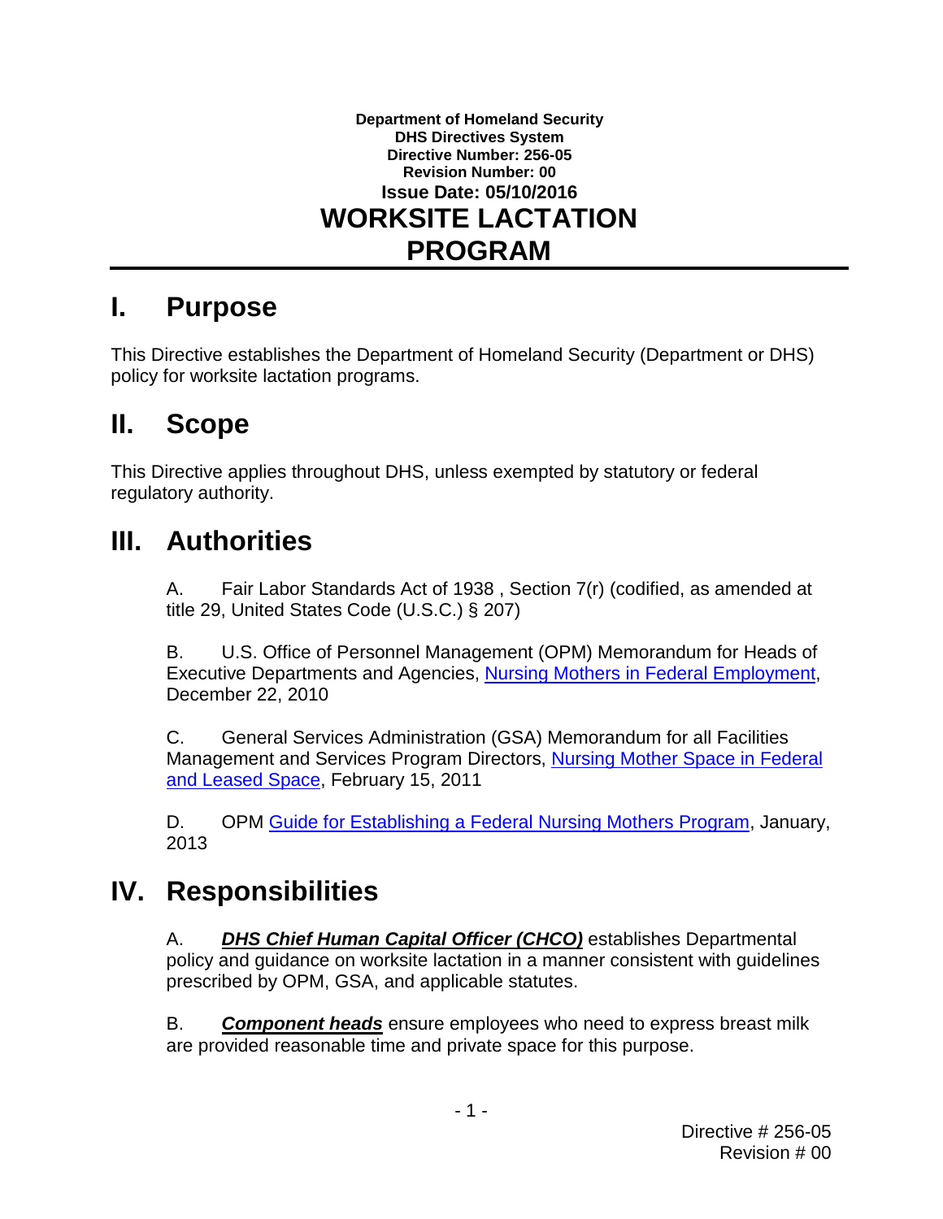**Department of Homeland Security**
**DHS Directives System**
**Directive Number: 256-05**
**Revision Number: 00**
**Issue Date: 05/10/2016**

# WORKSITE LACTATION PROGRAM

## I. Purpose

This Directive establishes the Department of Homeland Security (Department or DHS) policy for worksite lactation programs.

## II. Scope

This Directive applies throughout DHS, unless exempted by statutory or federal regulatory authority.

## III. Authorities

A. Fair Labor Standards Act of 1938 , Section 7(r) (codified, as amended at title 29, United States Code (U.S.C.) § 207)

B. U.S. Office of Personnel Management (OPM) Memorandum for Heads of Executive Departments and Agencies, Nursing Mothers in Federal Employment, December 22, 2010

C. General Services Administration (GSA) Memorandum for all Facilities Management and Services Program Directors, Nursing Mother Space in Federal and Leased Space, February 15, 2011

D. OPM Guide for Establishing a Federal Nursing Mothers Program, January, 2013

## IV. Responsibilities

A. ***DHS Chief Human Capital Officer (CHCO)*** establishes Departmental policy and guidance on worksite lactation in a manner consistent with guidelines prescribed by OPM, GSA, and applicable statutes.

B. ***Component heads*** ensure employees who need to express breast milk are provided reasonable time and private space for this purpose.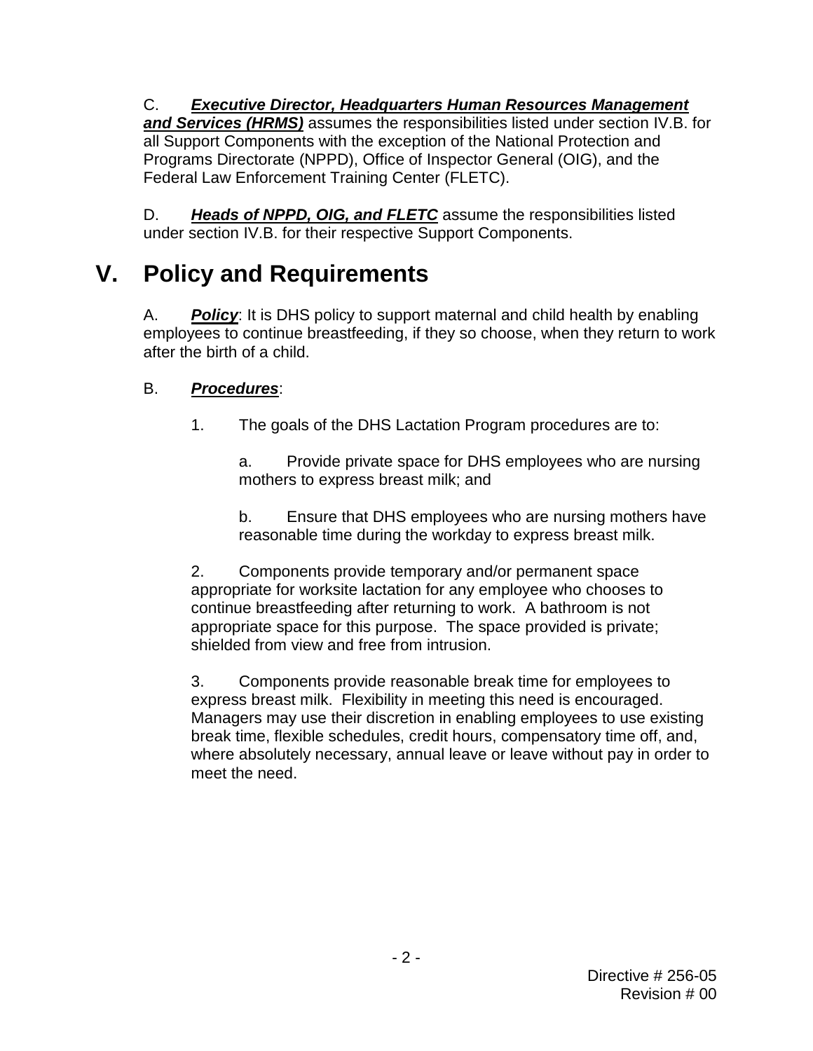C. ***Executive Director, Headquarters Human Resources Management and Services (HRMS)*** assumes the responsibilities listed under section IV.B. for all Support Components with the exception of the National Protection and Programs Directorate (NPPD), Office of Inspector General (OIG), and the Federal Law Enforcement Training Center (FLETC).

D. ***Heads of NPPD, OIG, and FLETC*** assume the responsibilities listed under section IV.B. for their respective Support Components.

# V. Policy and Requirements

A. ***Policy***: It is DHS policy to support maternal and child health by enabling employees to continue breastfeeding, if they so choose, when they return to work after the birth of a child.

B. ***Procedures***:

1. The goals of the DHS Lactation Program procedures are to:

    a. Provide private space for DHS employees who are nursing mothers to express breast milk; and

    b. Ensure that DHS employees who are nursing mothers have reasonable time during the workday to express breast milk.

2. Components provide temporary and/or permanent space appropriate for worksite lactation for any employee who chooses to continue breastfeeding after returning to work. A bathroom is not appropriate space for this purpose. The space provided is private; shielded from view and free from intrusion.

3. Components provide reasonable break time for employees to express breast milk. Flexibility in meeting this need is encouraged. Managers may use their discretion in enabling employees to use existing break time, flexible schedules, credit hours, compensatory time off, and, where absolutely necessary, annual leave or leave without pay in order to meet the need.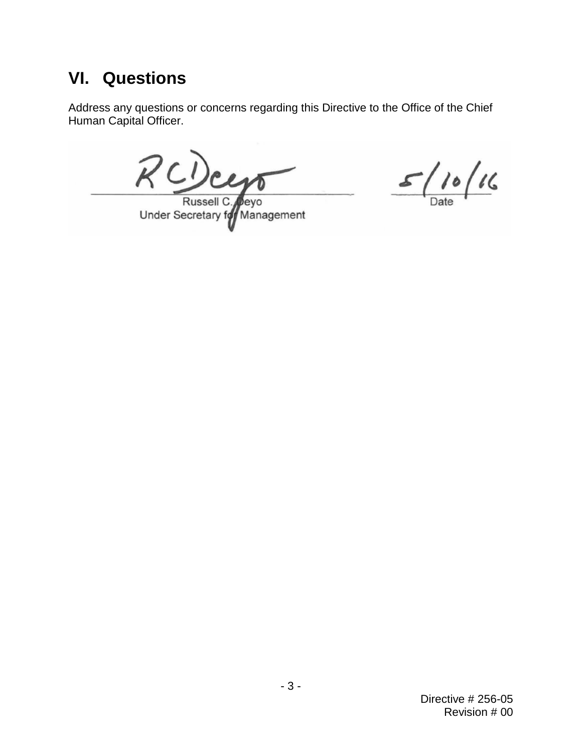## VI. Questions

Address any questions or concerns regarding this Directive to the Office of the Chief Human Capital Officer.

R C Deyo  
Russell C. Deyo  
Under Secretary for Management

5/10/16  
Date

Directive # 256-05  
Revision # 00